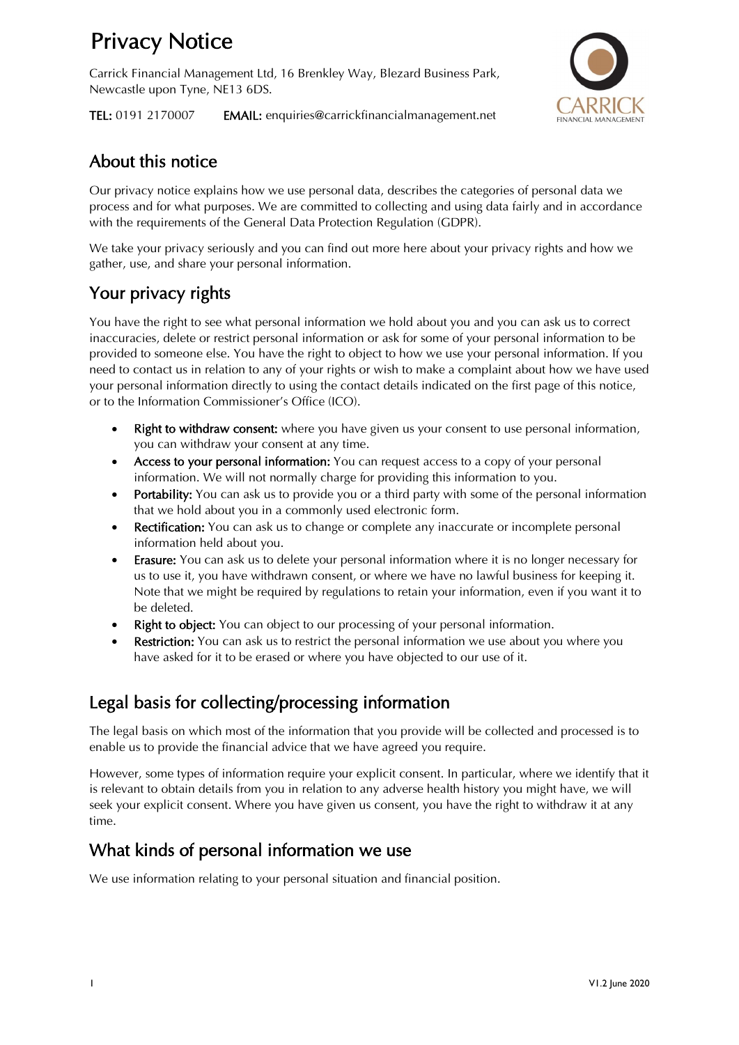# Privacy Notice

Carrick Financial Management Ltd, 16 Brenkley Way, Blezard Business Park, Newcastle upon Tyne, NE13 6DS.

**TEL:** 0191 2170007 **EMAIL:** enquiries@carrickfinancialmanagement.net

## About this notice

Our privacy notice explains how we use personal data, describes the categories of personal data we process and for what purposes. We are committed to collecting and using data fairly and in accordance with the requirements of the General Data Protection Regulation (GDPR).

We take your privacy seriously and you can find out more here about your privacy rights and how we gather, use, and share your personal information.

## Your privacy rights

You have the right to see what personal information we hold about you and you can ask us to correct inaccuracies, delete or restrict personal information or ask for some of your personal information to be provided to someone else. You have the right to object to how we use your personal information. If you need to contact us in relation to any of your rights or wish to make a complaint about how we have used your personal information directly to using the contact details indicated on the first page of this notice, or to the Information Commissioner's Office (ICO).

- **Right to withdraw consent:** where you have given us your consent to use personal information, you can withdraw your consent at any time.
- **Access to your personal information:** You can request access to a copy of your personal information. We will not normally charge for providing this information to you.
- **Portability:** You can ask us to provide you or a third party with some of the personal information that we hold about you in a commonly used electronic form.
- **Rectification:** You can ask us to change or complete any inaccurate or incomplete personal information held about you.
- **Erasure:** You can ask us to delete your personal information where it is no longer necessary for us to use it, you have withdrawn consent, or where we have no lawful business for keeping it. Note that we might be required by regulations to retain your information, even if you want it to be deleted.
- **Right to object:** You can object to our processing of your personal information.
- **Restriction:** You can ask us to restrict the personal information we use about you where you have asked for it to be erased or where you have objected to our use of it.

## Legal basis for collecting/processing information

The legal basis on which most of the information that you provide will be collected and processed is to enable us to provide the financial advice that we have agreed you require.

However, some types of information require your explicit consent. In particular, where we identify that it is relevant to obtain details from you in relation to any adverse health history you might have, we will seek your explicit consent. Where you have given us consent, you have the right to withdraw it at any time.

## What kinds of personal information we use

We use information relating to your personal situation and financial position.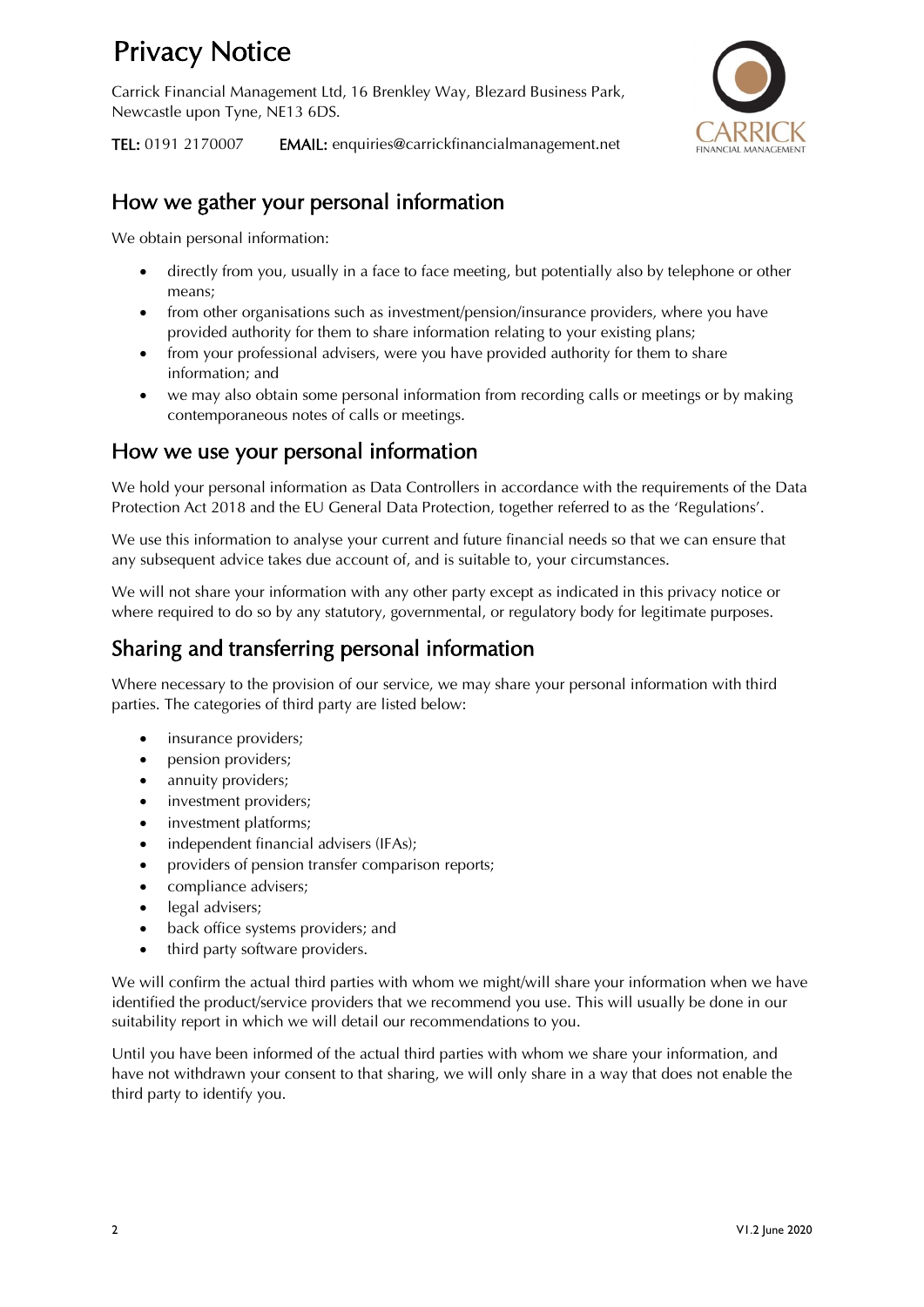# Privacy Notice

Carrick Financial Management Ltd, 16 Brenkley Way, Blezard Business Park, Newcastle upon Tyne, NE13 6DS.

**TEL:** 0191 2170007 **EMAIL:** enquiries@carrickfinancialmanagement.net

## How we gather your personal information

We obtain personal information:

- directly from you, usually in a face to face meeting, but potentially also by telephone or other means;
- from other organisations such as investment/pension/insurance providers, where you have provided authority for them to share information relating to your existing plans;
- from your professional advisers, were you have provided authority for them to share information; and
- we may also obtain some personal information from recording calls or meetings or by making contemporaneous notes of calls or meetings.

## How we use your personal information

We hold your personal information as Data Controllers in accordance with the requirements of the Data Protection Act 2018 and the EU General Data Protection, together referred to as the 'Regulations'.

We use this information to analyse your current and future financial needs so that we can ensure that any subsequent advice takes due account of, and is suitable to, your circumstances.

We will not share your information with any other party except as indicated in this privacy notice or where required to do so by any statutory, governmental, or regulatory body for legitimate purposes.

## Sharing and transferring personal information

Where necessary to the provision of our service, we may share your personal information with third parties. The categories of third party are listed below:

- insurance providers;
- pension providers;
- annuity providers;
- investment providers;
- investment platforms;
- independent financial advisers (IFAs);
- providers of pension transfer comparison reports;
- compliance advisers;
- legal advisers;
- back office systems providers; and
- third party software providers.

We will confirm the actual third parties with whom we might/will share your information when we have identified the product/service providers that we recommend you use. This will usually be done in our suitability report in which we will detail our recommendations to you.

Until you have been informed of the actual third parties with whom we share your information, and have not withdrawn your consent to that sharing, we will only share in a way that does not enable the third party to identify you.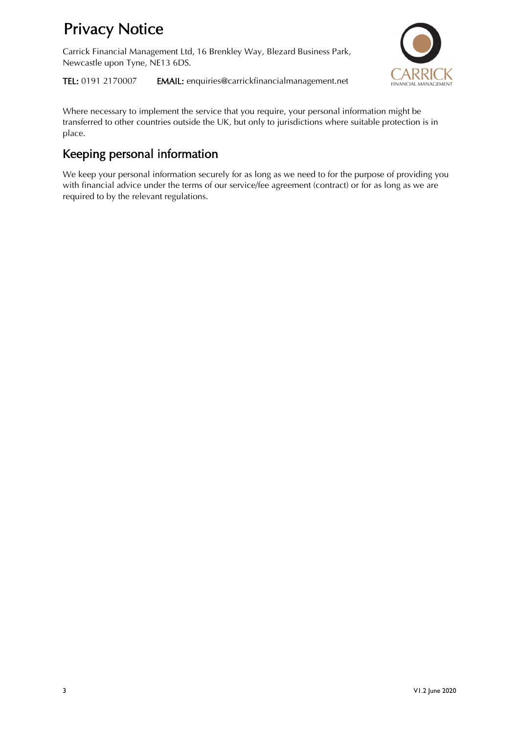# Privacy Notice

Carrick Financial Management Ltd, 16 Brenkley Way, Blezard Business Park, Newcastle upon Tyne, NE13 6DS.

**TEL:** 0191 2170007 **EMAIL:** enquiries@carrickfinancialmanagement.net

Where necessary to implement the service that you require, your personal information might be transferred to other countries outside the UK, but only to jurisdictions where suitable protection is in place.

## Keeping personal information

We keep your personal information securely for as long as we need to for the purpose of providing you with financial advice under the terms of our service/fee agreement (contract) or for as long as we are required to by the relevant regulations.